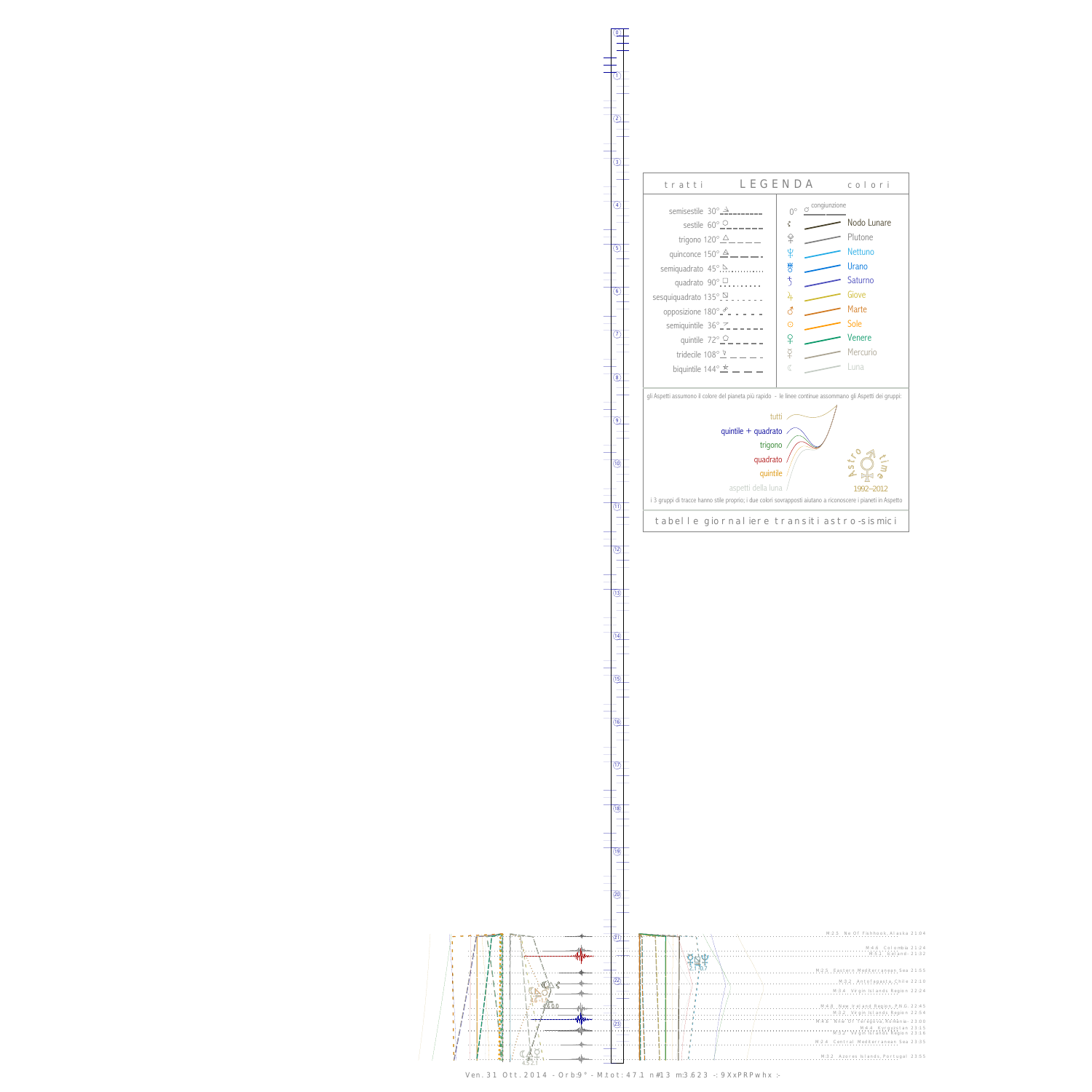## tratti LEGENDA colori

| tratti | colori |
|---|---|
| semisestile 30° | 0° congiunzione |
| sestile 60° | Nodo Lunare |
| trigono 120° | Plutone |
| quinconce 150° | Nettuno |
| semiquadrato 45° | Urano |
| quadrato 90° | Saturno |
| sesquiquadrato 135° | Giove |
| opposizione 180° | Marte |
| semiquintile 36° | Sole |
| quintile 72° | Venere |
| tridecile 108° | Mercurio |
| biquintile 144° | Luna |

gli Aspetti assumono il colore del pianeta più rapido - le linee continue assommano gli Aspetti dei gruppi:

- tutti
- quintile + quadrato
- trigono
- quadrato
- quintile
- aspetti della luna

Astro time 1992–2012

i 3 gruppi di tracce hanno stile proprio; i due colori sovrapposti aiutano a riconoscere i pianeti in Aspetto

tabelle giornaliere transiti astro-sismici

M:2.5 Ne Of Fishhook Alaska 21:04
M:4.6 Colombia 21:24
M:3.1 Iceland 21:32
M:2.5 Eastern Mediterranean Sea 21:55
M:3.2 Antofagasta Chile 22:10
M:3.4 Virgin Islands Region 22:24
M:4.8 New Ireland Region P.N.G. 22:45
M:3.2 Virgin Islands Region 22:54
M:4.6 Nne Of Telegrafo Romania 23:00
M:4.4 Kyrgyzstan 23:15
M:3.2 Virgin Islands Region 23:16
M:2.4 Central Mediterranean Sea 23:35
M:3.2 Azores Islands Portugal 23:55

Ven. 31 Ott. 2014 - Orb:9° - M.tot: 47.1 n#13 m:3.623 -: 9XxPRPwhx :-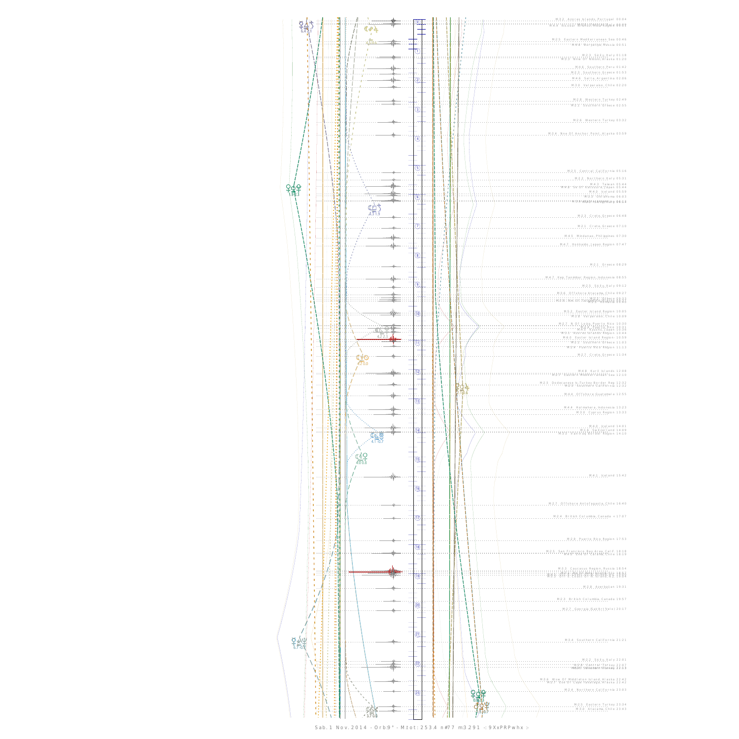M 3.3 Azores Islands Portugal 00:04

M 2.5 Eastern Mediterranean Sea 00:46

M 4.4 Kurilsk Russia 00:51

M 2.3 Sicily Italy 01:18

M 2.1 Nne Of Nikiski Alaska 01:20

M 4.6 Southern Peru 01:42

M 2.3 Southern Greece 01:53

M 4.6 Salta Argentina 02:06

M 3.0 Valparaiso Chile 02:20

M 2.8 Western Turkey 02:49

M 2.1 Southern Greece 02:55

M 2.6 Western Turkey 03:32

M 3.4 Nne Of Anchor Point Alaska 03:59

M 2.5 Central California 05:16

M 2.2 Northern Italy 05:31

M 4.3 Taiwan 05:44

M 4.5 Se Of Kamaishi Japan 05:44

M 4.0 Iceland 05:59

M 3.3 Oklahoma 06:03

M 2.1 Southern Greece 06:14

M 2.3 Crete Greece 06:48

M 2.1 Crete Greece 07:10

M 4.5 Mindanao Philippines 07:30

M 4.7 Hokkaido Japan Region 07:47

M 2.1 Greece 08:29

M 4.7 Kep Tanimbar Region Indonesia 08:55

M 2.5 Sicily Italy 09:12

M 3.6 Offshore Atacama Chile 09:27

M 2.2 Greece 09:43

M 3.6 Near Coast Of Tarapaca Chile 09:46

M 5.2 Easter Island Region 10:05

M 2.6 Valparaiso Chile 10:09

M 2.7 N Of Loiza Puerto Rico 10:30

M 2.4 Puerto Rico 10:31

M 3.2 Eastern Japan 10:36

M 2.1 Azores Islands Region 10:44

M 6.2 Easter Island Region 10:59

M 2.1 Southern Greece 11:03

M 2.4 Puerto Rico Region 11:13

M 2.7 Crete Greece 11:34

M 4.8 Kuril Islands 12:08

M 3.1 Eastern Mediterranean Sea 12:10

M 2.5 Dodecanese Is-Turkey Border Reg 12:32

M 2.5 Southern California 12:32

M 4.4 Offshore Guatemala 12:55

M 4.4 Halmahera Indonesia 13:23

M 3.0 Cyprus Region 13:33

M 4.0 Iceland 14:01

M 1.8 Switzerland 14:09

M 3.2 Iran-Iraq Border Region 14:10

M 4.1 Iceland 15:42

M 2.7 Offshore Antofagasta Chile 16:40

M 2.4 British Columbia Canada 17:07

M 2.8 Puerto Rico Region 17:53

M 2.5 San Francisco Bay Area Calif. 18:18

M 4.6 Off Coast Of Atacama Chile 18:19

M 3.3 Caucasus Region Russia 18:54

M 2.8 Azerbaijan 19:31

M 2.3 British Columbia Canada 19:57

M 2.1 Georgia (Sak'art'velo) 20:17

M 3.4 Southern California 21:21

M 2.2 Sicily Italy 22:01

M 2.8 Central Turkey 22:07

M 2.1 Southern Greece 22:13

M 3.6 Wsw Of Middleton Island Alaska 22:42

M 2.1 Ene Of Cape Yakataga Alaska 22:42

M 2.4 Northern California 23:03

M 2.5 Eastern Turkey 23:34

M 3.2 Atacama Chile 23:43

Sab. 1 Nov. 2014 - Orb:9° - M.tot: 253.4 n#77 m:3.291 -: 9XxPRPwhx :-